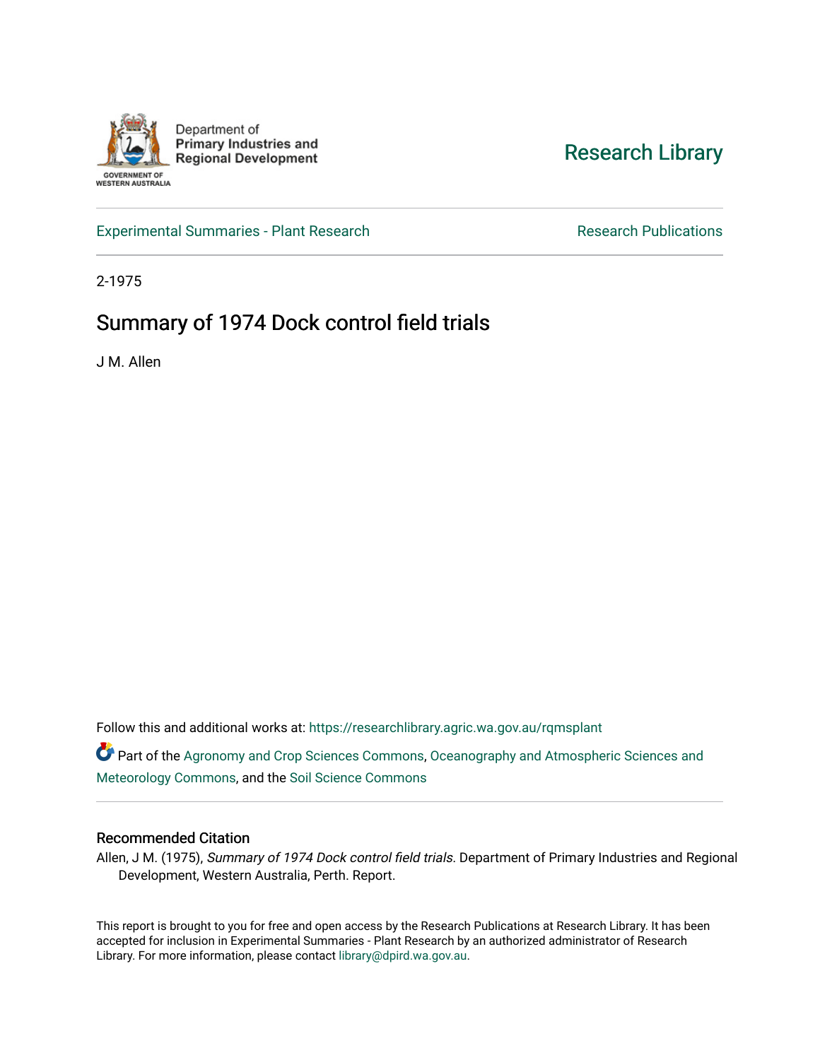Department of
Primary Industries and
Regional Development

GOVERNMENT OF
WESTERN AUSTRALIA

Research Library

Experimental Summaries - Plant Research

Research Publications

2-1975

# Summary of 1974 Dock control field trials

J M. Allen

Follow this and additional works at: https://researchlibrary.agric.wa.gov.au/rqmsplant

Part of the Agronomy and Crop Sciences Commons, Oceanography and Atmospheric Sciences and Meteorology Commons, and the Soil Science Commons

## Recommended Citation

Allen, J M. (1975), *Summary of 1974 Dock control field trials*. Department of Primary Industries and Regional Development, Western Australia, Perth. Report.

This report is brought to you for free and open access by the Research Publications at Research Library. It has been accepted for inclusion in Experimental Summaries - Plant Research by an authorized administrator of Research Library. For more information, please contact library@dpird.wa.gov.au.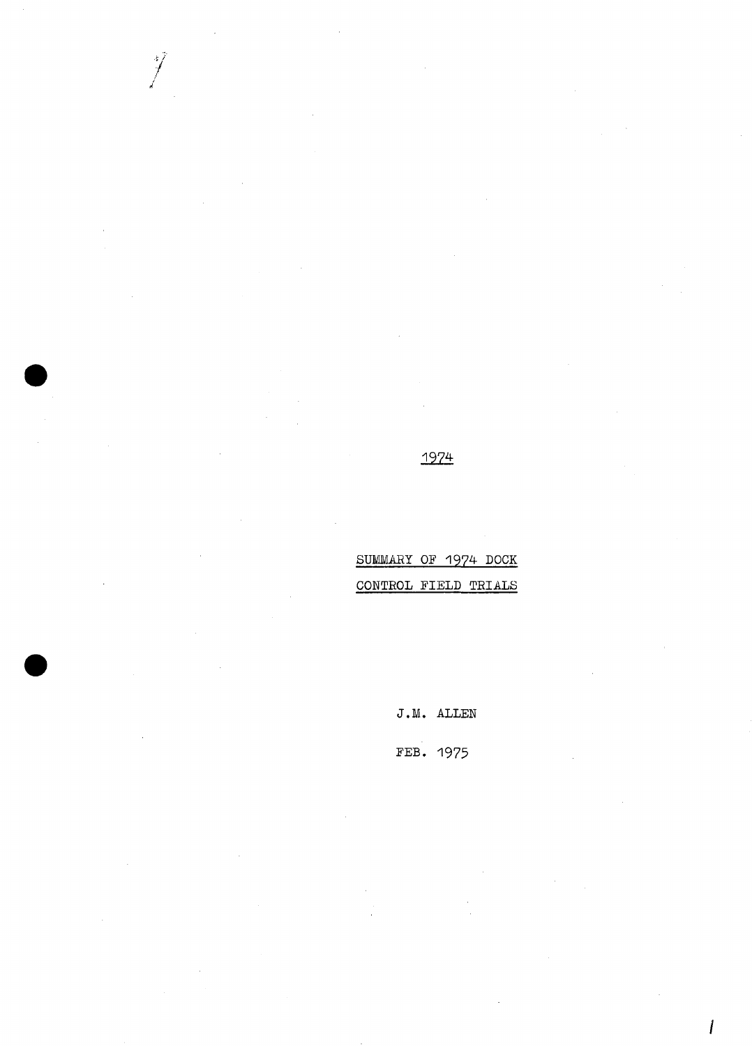1974

SUMMARY OF 1974 DOCK CONTROL FIELD TRIALS

J.M. ALLEN

FEB. 1975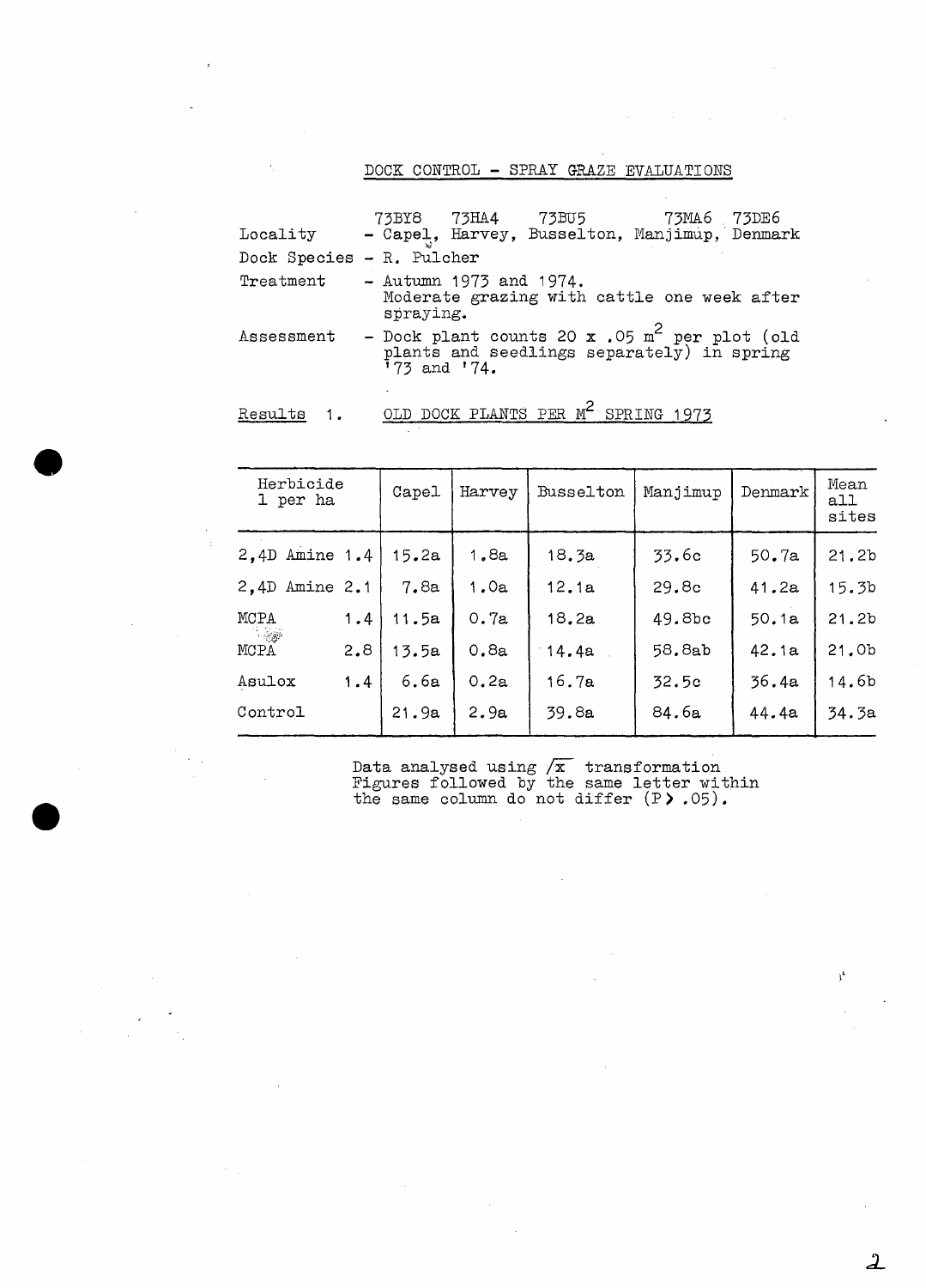## DOCK CONTROL - SPRAY GRAZE EVALUATIONS

Locality - 73BY8 Capel, 73HA4 Harvey, 73BU5 Busselton, 73MA6 Manjimup, 73DE6 Denmark

Dock Species - R. Pulcher

Treatment - Autumn 1973 and 1974. Moderate grazing with cattle one week after spraying.

Assessment - Dock plant counts 20 x .05 $m^2$ per plot (old plants and seedlings separately) in spring '73 and '74.

Results 1. OLD DOCK PLANTS PER $M^2$ SPRING 1973

| Herbicide l per ha | Capel | Harvey | Busselton | Manjimup | Denmark | Mean all sites |
|---|---|---|---|---|---|---|
| 2,4D Amine 1.4 | 15.2a | 1.8a | 18.3a | 33.6c | 50.7a | 21.2b |
| 2,4D Amine 2.1 | 7.8a | 1.0a | 12.1a | 29.8c | 41.2a | 15.3b |
| MCPA 1.4 | 11.5a | 0.7a | 18.2a | 49.8bc | 50.1a | 21.2b |
| MCPA 2.8 | 13.5a | 0.8a | 14.4a | 58.8ab | 42.1a | 21.0b |
| Asulox 1.4 | 6.6a | 0.2a | 16.7a | 32.5c | 36.4a | 14.6b |
| Control | 21.9a | 2.9a | 39.8a | 84.6a | 44.4a | 34.3a |

Data analysed using $\sqrt{x}$ transformation
Figures followed by the same letter within the same column do not differ ($P > .05$).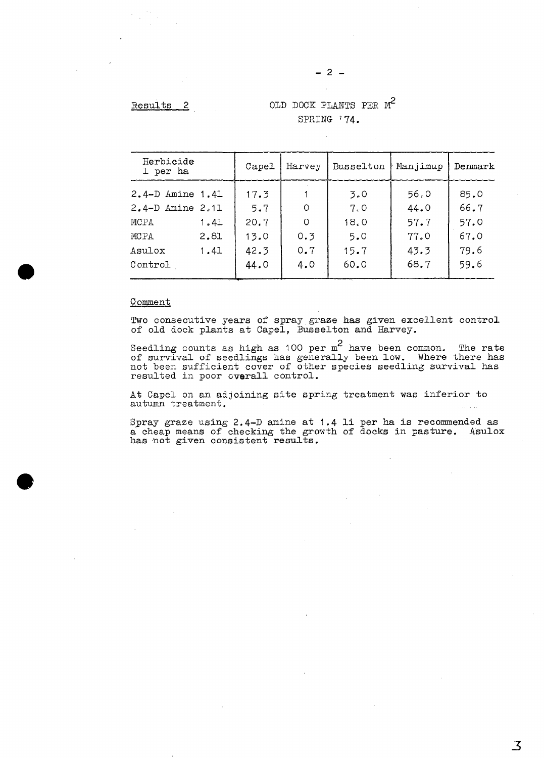Results 2

OLD DOCK PLANTS PER $M^2$
SPRING '74.

| Herbicide l per ha | Capel | Harvey | Busselton | Manjimup | Denmark |
|---|---|---|---|---|---|
| 2.4-D Amine 1.4l | 17.3 | 1 | 3.0 | 56.0 | 85.0 |
| 2.4-D Amine 2.1l | 5.7 | 0 | 7.0 | 44.0 | 66.7 |
| MCPA 1.4l | 20.7 | 0 | 18.0 | 57.7 | 57.0 |
| MCPA 2.8l | 13.0 | 0.3 | 5.0 | 77.0 | 67.0 |
| Asulox 1.4l | 42.3 | 0.7 | 15.7 | 43.3 | 79.6 |
| Control | 44.0 | 4.0 | 60.0 | 68.7 | 59.6 |

Comment

Two consecutive years of spray graze has given excellent control of old dock plants at Capel, Busselton and Harvey.

Seedling counts as high as 100 per $m^2$ have been common. The rate of survival of seedlings has generally been low. Where there has not been sufficient cover of other species seedling survival has resulted in poor overall control.

At Capel on an adjoining site spring treatment was inferior to autumn treatment.

Spray graze using 2.4-D amine at 1.4 li per ha is recommended as a cheap means of checking the growth of docks in pasture. Asulox has not given consistent results.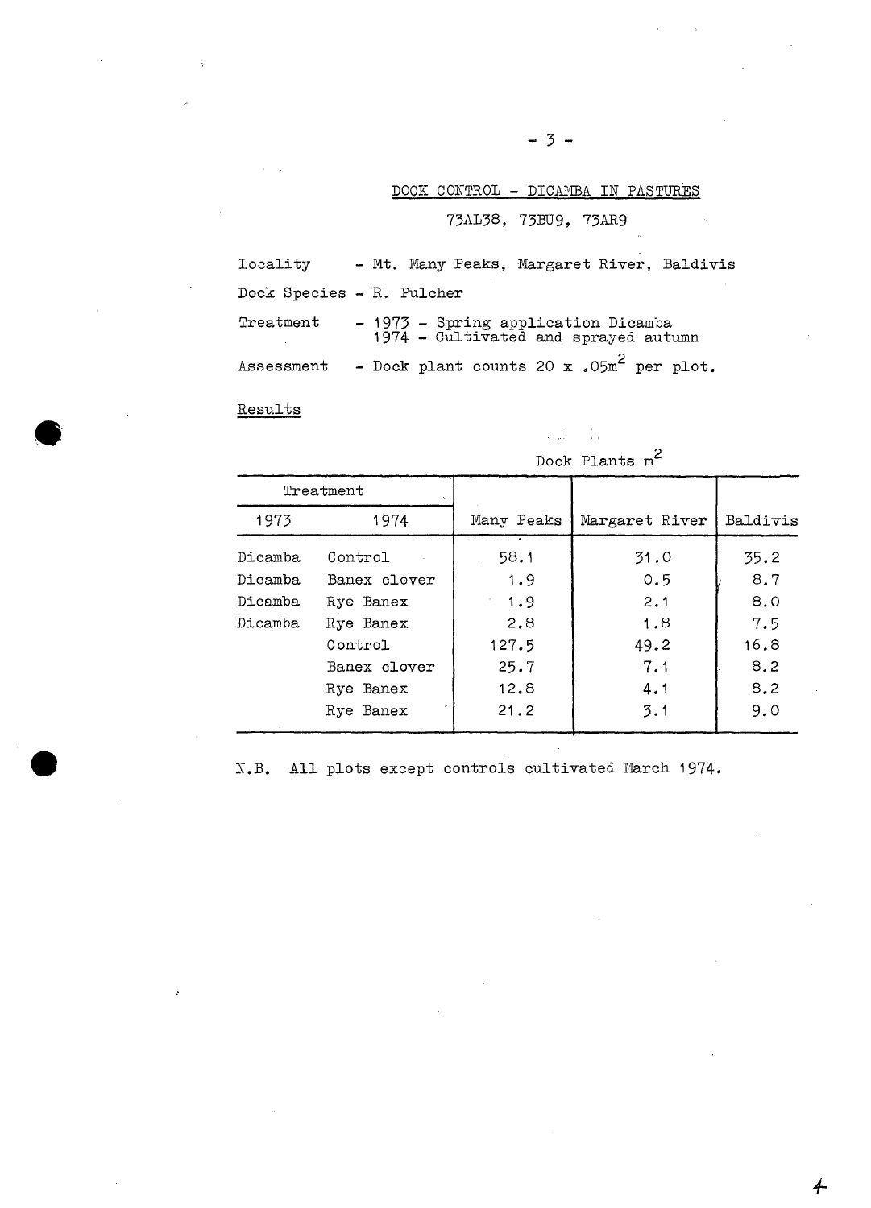## DOCK CONTROL - DICAMBA IN PASTURES

73AL38, 73BU9, 73AR9

Locality - Mt. Many Peaks, Margaret River, Baldivis

Dock Species - R. Pulcher

Treatment - 1973 - Spring application Dicamba
1974 - Cultivated and sprayed autumn

Assessment - Dock plant counts 20 x .05m$^2$ per plot.

Results

| Treatment | | Dock Plants m$^2$ | | |
|---|---|---|---|---|
| 1973 | 1974 | Many Peaks | Margaret River | Baldivis |
| Dicamba | Control | 58.1 | 31.0 | 35.2 |
| Dicamba | Banex clover | 1.9 | 0.5 | 8.7 |
| Dicamba | Rye Banex | 1.9 | 2.1 | 8.0 |
| Dicamba | Rye Banex | 2.8 | 1.8 | 7.5 |
| | Control | 127.5 | 49.2 | 16.8 |
| | Banex clover | 25.7 | 7.1 | 8.2 |
| | Rye Banex | 12.8 | 4.1 | 8.2 |
| | Rye Banex | 21.2 | 3.1 | 9.0 |

N.B. All plots except controls cultivated March 1974.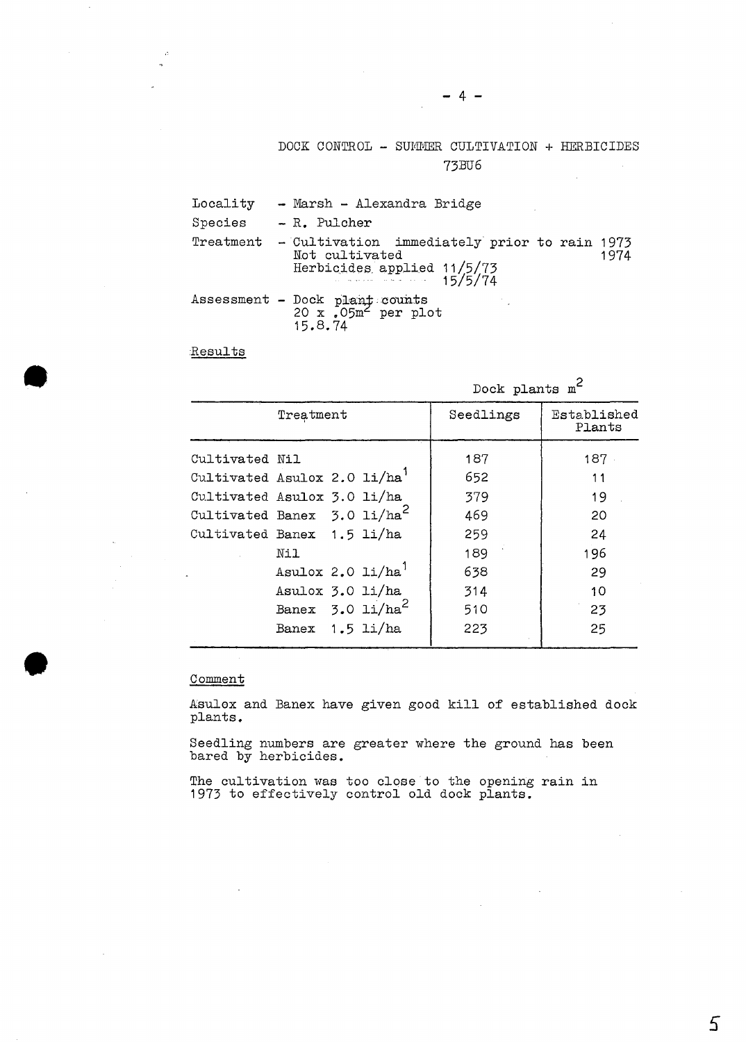# DOCK CONTROL - SUMMER CULTIVATION + HERBICIDES

## 73BU6

Locality - Marsh - Alexandra Bridge

Species - R. Pulcher

Treatment - Cultivation immediately prior to rain 1973
Not cultivated 1974
Herbicides applied 11/5/73
15/5/74

Assessment - Dock plant counts
20 x .05m[2] per plot
15.8.74

Results

Dock plants $m^2$

| Treatment | Seedlings | Established Plants |
|---|---|---|
| Cultivated Nil | 187 | 187 |
| Cultivated Asulox 2.0 li/ha[1] | 652 | 11 |
| Cultivated Asulox 3.0 li/ha | 379 | 19 |
| Cultivated Banex 3.0 li/ha[2] | 469 | 20 |
| Cultivated Banex 1.5 li/ha | 259 | 24 |
| Nil | 189 | 196 |
| Asulox 2.0 li/ha[1] | 638 | 29 |
| Asulox 3.0 li/ha | 314 | 10 |
| Banex 3.0 li/ha[2] | 510 | 23 |
| Banex 1.5 li/ha | 223 | 25 |

Comment

Asulox and Banex have given good kill of established dock plants.

Seedling numbers are greater where the ground has been bared by herbicides.

The cultivation was too close to the opening rain in 1973 to effectively control old dock plants.